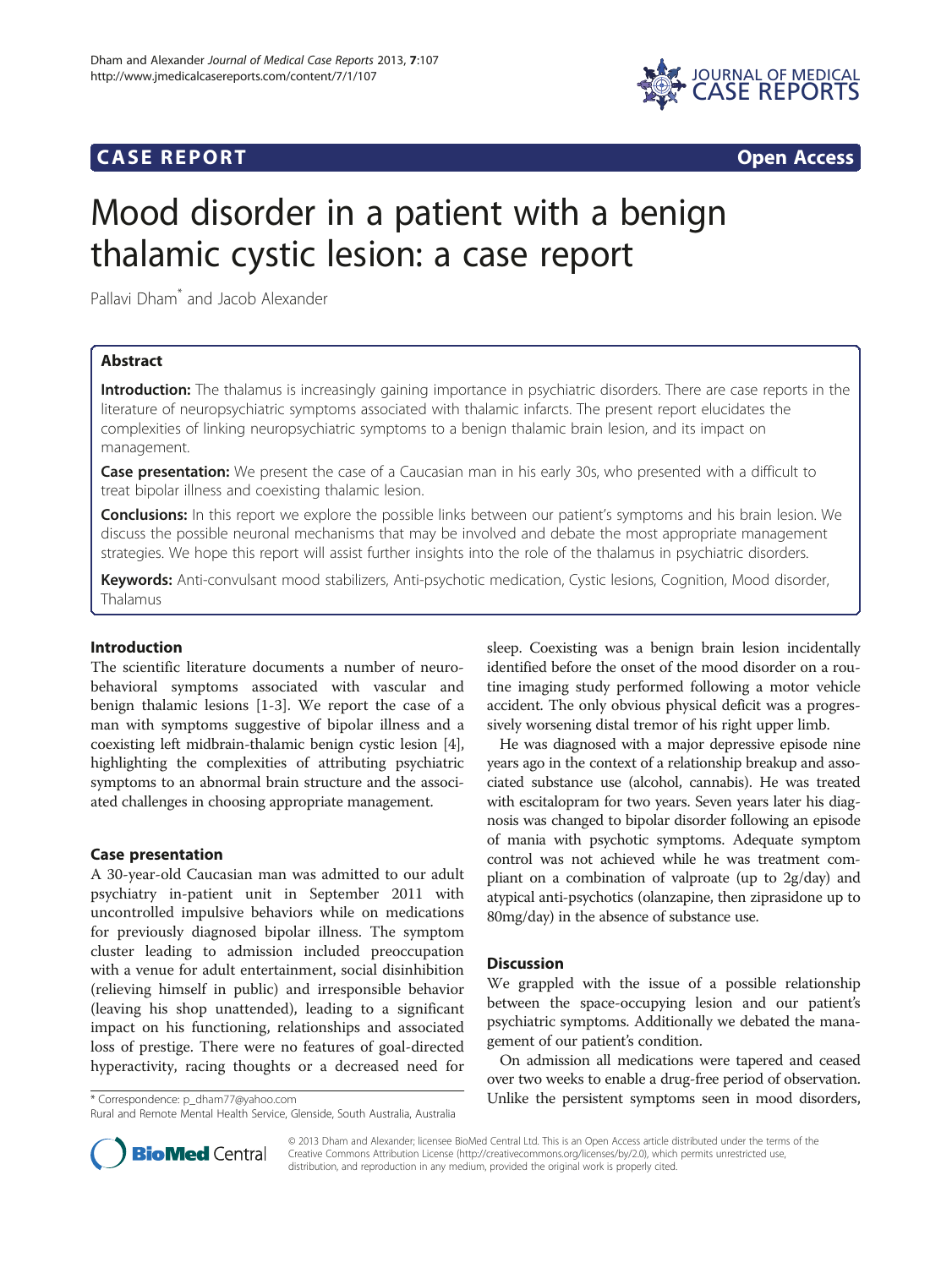**CASE REPORT** **Open Access**

# Mood disorder in a patient with a benign thalamic cystic lesion: a case report

Pallavi Dham* and Jacob Alexander

## Abstract

**Introduction:** The thalamus is increasingly gaining importance in psychiatric disorders. There are case reports in the literature of neuropsychiatric symptoms associated with thalamic infarcts. The present report elucidates the complexities of linking neuropsychiatric symptoms to a benign thalamic brain lesion, and its impact on management.

**Case presentation:** We present the case of a Caucasian man in his early 30s, who presented with a difficult to treat bipolar illness and coexisting thalamic lesion.

**Conclusions:** In this report we explore the possible links between our patient's symptoms and his brain lesion. We discuss the possible neuronal mechanisms that may be involved and debate the most appropriate management strategies. We hope this report will assist further insights into the role of the thalamus in psychiatric disorders.

**Keywords:** Anti-convulsant mood stabilizers, Anti-psychotic medication, Cystic lesions, Cognition, Mood disorder, Thalamus

## Introduction

The scientific literature documents a number of neurobehavioral symptoms associated with vascular and benign thalamic lesions [1-3]. We report the case of a man with symptoms suggestive of bipolar illness and a coexisting left midbrain-thalamic benign cystic lesion [4], highlighting the complexities of attributing psychiatric symptoms to an abnormal brain structure and the associated challenges in choosing appropriate management.

## Case presentation

A 30-year-old Caucasian man was admitted to our adult psychiatry in-patient unit in September 2011 with uncontrolled impulsive behaviors while on medications for previously diagnosed bipolar illness. The symptom cluster leading to admission included preoccupation with a venue for adult entertainment, social disinhibition (relieving himself in public) and irresponsible behavior (leaving his shop unattended), leading to a significant impact on his functioning, relationships and associated loss of prestige. There were no features of goal-directed hyperactivity, racing thoughts or a decreased need for sleep. Coexisting was a benign brain lesion incidentally identified before the onset of the mood disorder on a routine imaging study performed following a motor vehicle accident. The only obvious physical deficit was a progressively worsening distal tremor of his right upper limb.

He was diagnosed with a major depressive episode nine years ago in the context of a relationship breakup and associated substance use (alcohol, cannabis). He was treated with escitalopram for two years. Seven years later his diagnosis was changed to bipolar disorder following an episode of mania with psychotic symptoms. Adequate symptom control was not achieved while he was treatment compliant on a combination of valproate (up to 2g/day) and atypical anti-psychotics (olanzapine, then ziprasidone up to 80mg/day) in the absence of substance use.

## Discussion

We grappled with the issue of a possible relationship between the space-occupying lesion and our patient's psychiatric symptoms. Additionally we debated the management of our patient's condition.

On admission all medications were tapered and ceased over two weeks to enable a drug-free period of observation. Unlike the persistent symptoms seen in mood disorders,

\* Correspondence: p_dham77@yahoo.com
Rural and Remote Mental Health Service, Glenside, South Australia, Australia

© 2013 Dham and Alexander; licensee BioMed Central Ltd. This is an Open Access article distributed under the terms of the Creative Commons Attribution License (http://creativecommons.org/licenses/by/2.0), which permits unrestricted use, distribution, and reproduction in any medium, provided the original work is properly cited.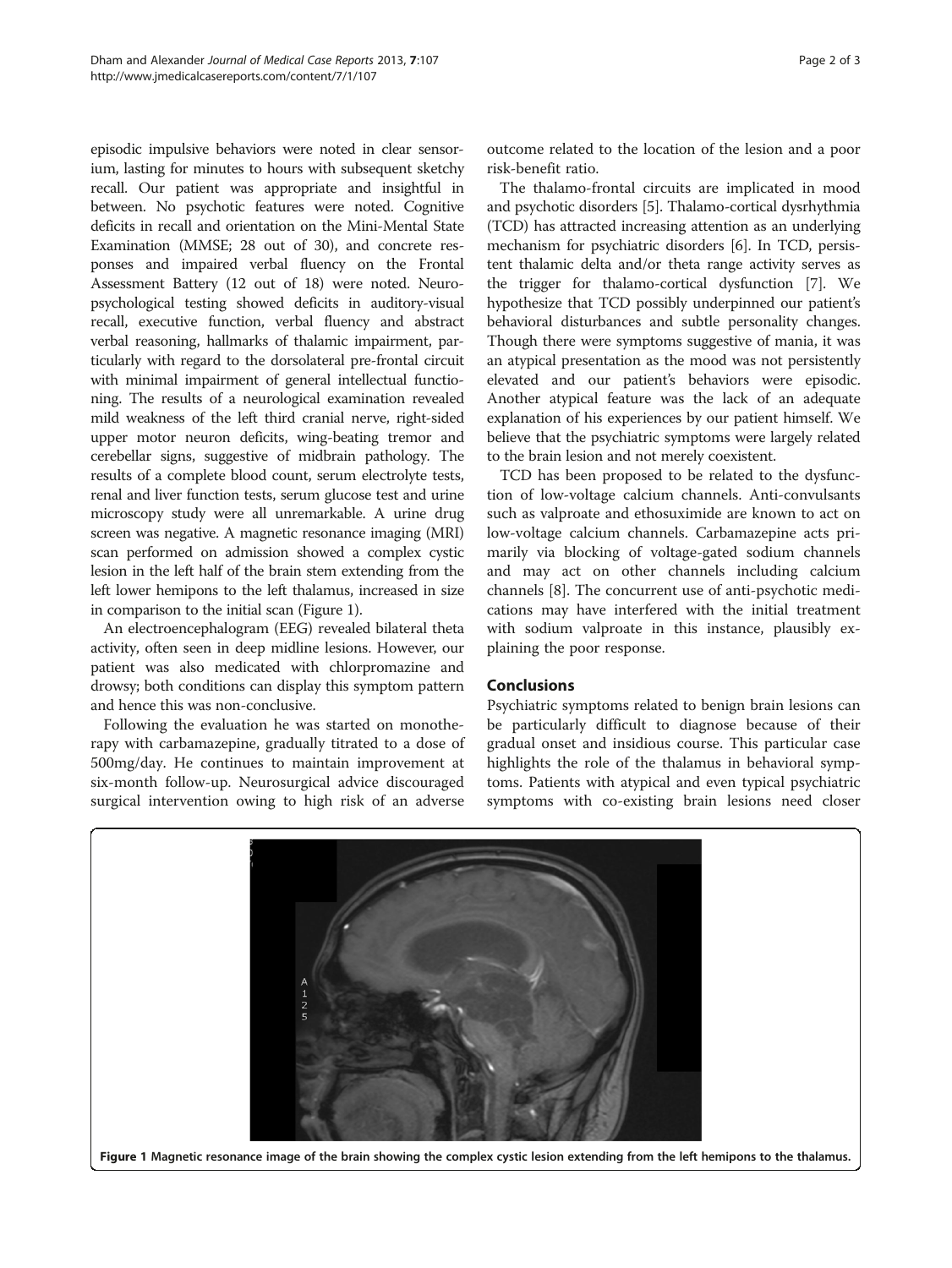episodic impulsive behaviors were noted in clear sensorium, lasting for minutes to hours with subsequent sketchy recall. Our patient was appropriate and insightful in between. No psychotic features were noted. Cognitive deficits in recall and orientation on the Mini-Mental State Examination (MMSE; 28 out of 30), and concrete responses and impaired verbal fluency on the Frontal Assessment Battery (12 out of 18) were noted. Neuropsychological testing showed deficits in auditory-visual recall, executive function, verbal fluency and abstract verbal reasoning, hallmarks of thalamic impairment, particularly with regard to the dorsolateral pre-frontal circuit with minimal impairment of general intellectual functioning. The results of a neurological examination revealed mild weakness of the left third cranial nerve, right-sided upper motor neuron deficits, wing-beating tremor and cerebellar signs, suggestive of midbrain pathology. The results of a complete blood count, serum electrolyte tests, renal and liver function tests, serum glucose test and urine microscopy study were all unremarkable. A urine drug screen was negative. A magnetic resonance imaging (MRI) scan performed on admission showed a complex cystic lesion in the left half of the brain stem extending from the left lower hemipons to the left thalamus, increased in size in comparison to the initial scan (Figure 1).

An electroencephalogram (EEG) revealed bilateral theta activity, often seen in deep midline lesions. However, our patient was also medicated with chlorpromazine and drowsy; both conditions can display this symptom pattern and hence this was non-conclusive.

Following the evaluation he was started on monotherapy with carbamazepine, gradually titrated to a dose of 500mg/day. He continues to maintain improvement at six-month follow-up. Neurosurgical advice discouraged surgical intervention owing to high risk of an adverse outcome related to the location of the lesion and a poor risk-benefit ratio.

The thalamo-frontal circuits are implicated in mood and psychotic disorders [5]. Thalamo-cortical dysrhythmia (TCD) has attracted increasing attention as an underlying mechanism for psychiatric disorders [6]. In TCD, persistent thalamic delta and/or theta range activity serves as the trigger for thalamo-cortical dysfunction [7]. We hypothesize that TCD possibly underpinned our patient's behavioral disturbances and subtle personality changes. Though there were symptoms suggestive of mania, it was an atypical presentation as the mood was not persistently elevated and our patient's behaviors were episodic. Another atypical feature was the lack of an adequate explanation of his experiences by our patient himself. We believe that the psychiatric symptoms were largely related to the brain lesion and not merely coexistent.

TCD has been proposed to be related to the dysfunction of low-voltage calcium channels. Anti-convulsants such as valproate and ethosuximide are known to act on low-voltage calcium channels. Carbamazepine acts primarily via blocking of voltage-gated sodium channels and may act on other channels including calcium channels [8]. The concurrent use of anti-psychotic medications may have interfered with the initial treatment with sodium valproate in this instance, plausibly explaining the poor response.

## Conclusions

Psychiatric symptoms related to benign brain lesions can be particularly difficult to diagnose because of their gradual onset and insidious course. This particular case highlights the role of the thalamus in behavioral symptoms. Patients with atypical and even typical psychiatric symptoms with co-existing brain lesions need closer

**Figure 1** Magnetic resonance image of the brain showing the complex cystic lesion extending from the left hemipons to the thalamus.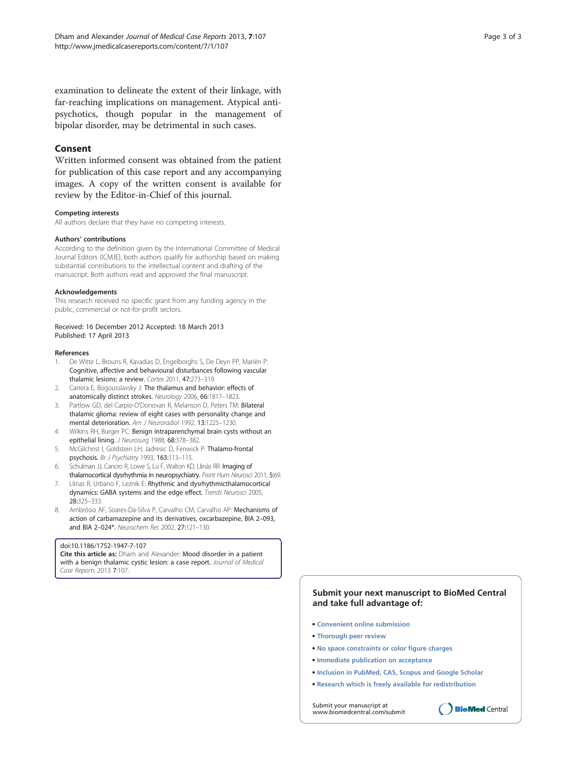examination to delineate the extent of their linkage, with far-reaching implications on management. Atypical anti-psychotics, though popular in the management of bipolar disorder, may be detrimental in such cases.

## Consent

Written informed consent was obtained from the patient for publication of this case report and any accompanying images. A copy of the written consent is available for review by the Editor-in-Chief of this journal.

### Competing interests

All authors declare that they have no competing interests.

### Authors' contributions

According to the definition given by the International Committee of Medical Journal Editors (ICMJE), both authors qualify for authorship based on making substantial contributions to the intellectual content and drafting of the manuscript. Both authors read and approved the final manuscript.

### Acknowledgements

This research received no specific grant from any funding agency in the public, commercial or not-for-profit sectors.

Received: 16 December 2012 Accepted: 18 March 2013
Published: 17 April 2013

### References

1. De Witte L, Brouns R, Kavadias D, Engelborghs S, De Deyn PP, Mariën P: **Cognitive, affective and behavioural disturbances following vascular thalamic lesions: a review.** *Cortex* 2011, **47:**273–319.
2. Carrera E, Bogousslavsky J: **The thalamus and behavior: effects of anatomically distinct strokes.** *Neurology* 2006, **66:**1817–1823.
3. Partlow GD, del Carpio-O'Donovan R, Melanson D, Peters TM: **Bilateral thalamic glioma: review of eight cases with personality change and mental deterioration.** *Am J Neuroradiol* 1992, **13:**1225–1230.
4. Wilkins RH, Burger PC: **Benign intraparenchymal brain cysts without an epithelial lining.** *J Neurosurg* 1988, **68:**378–382.
5. McGilchrist I, Goldstein LH, Jadresic D, Fenwick P: **Thalamo-frontal psychosis.** *Br J Psychiatry* 1993, **163:**113–115.
6. Schulman JJ, Cancro R, Lowe S, Lu F, Walton KD, Llinás RR: **Imaging of thalamocortical dysrhythmia in neuropsychiatry.** *Front Hum Neurosci* 2011, **5:**69.
7. Llinas R, Urbano F, Leznik E: **Rhythmic and dysrhythmicthalamocortical dynamics: GABA systems and the edge effect.** *Trends Neurosci* 2005, **28:**325–333.
8. Ambrósio AF, Soares-Da-Silva P, Carvalho CM, Carvalho AP: **Mechanisms of action of carbamazepine and its derivatives, oxcarbazepine, BIA 2–093, and BIA 2–024*.** *Neurochem Res* 2002, **27:**121–130.

doi:10.1186/1752-1947-7-107
**Cite this article as:** Dham and Alexander: **Mood disorder in a patient with a benign thalamic cystic lesion: a case report.** *Journal of Medical Case Reports* 2013 **7**:107.

**Submit your next manuscript to BioMed Central and take full advantage of:**

- **Convenient online submission**
- **Thorough peer review**
- **No space constraints or color figure charges**
- **Immediate publication on acceptance**
- **Inclusion in PubMed, CAS, Scopus and Google Scholar**
- **Research which is freely available for redistribution**

Submit your manuscript at
www.biomedcentral.com/submit

BioMed Central